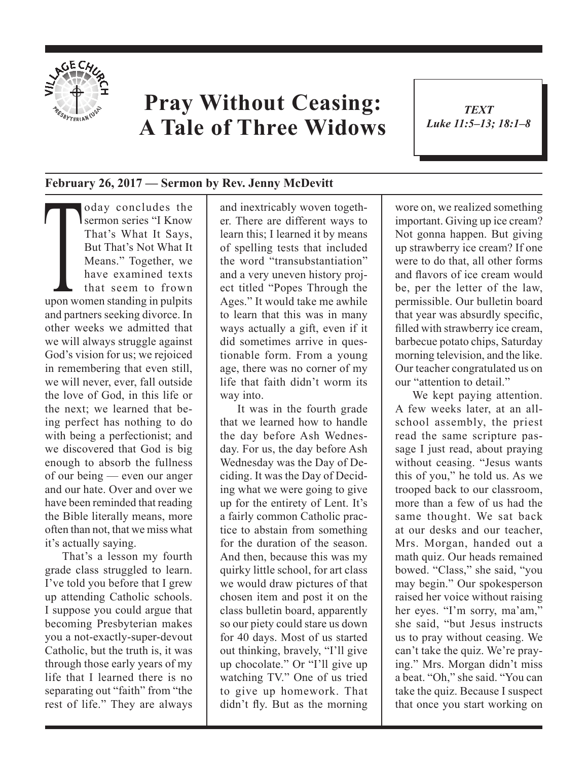# Pray Without Ceasing: A Tale of Three Widows

*TEXT*
*Luke 11:5–13; 18:1–8*

**February 26, 2017 — Sermon by Rev. Jenny McDevitt**

Today concludes the sermon series "I Know That's What It Says, But That's Not What It Means." Together, we have examined texts that seem to frown upon women standing in pulpits and partners seeking divorce. In other weeks we admitted that we will always struggle against God's vision for us; we rejoiced in remembering that even still, we will never, ever, fall outside the love of God, in this life or the next; we learned that being perfect has nothing to do with being a perfectionist; and we discovered that God is big enough to absorb the fullness of our being — even our anger and our hate. Over and over we have been reminded that reading the Bible literally means, more often than not, that we miss what it's actually saying.

That's a lesson my fourth grade class struggled to learn. I've told you before that I grew up attending Catholic schools. I suppose you could argue that becoming Presbyterian makes you a not-exactly-super-devout Catholic, but the truth is, it was through those early years of my life that I learned there is no separating out "faith" from "the rest of life." They are always and inextricably woven together. There are different ways to learn this; I learned it by means of spelling tests that included the word "transubstantiation" and a very uneven history project titled "Popes Through the Ages." It would take me awhile to learn that this was in many ways actually a gift, even if it did sometimes arrive in questionable form. From a young age, there was no corner of my life that faith didn't worm its way into.

It was in the fourth grade that we learned how to handle the day before Ash Wednesday. For us, the day before Ash Wednesday was the Day of Deciding. It was the Day of Deciding what we were going to give up for the entirety of Lent. It's a fairly common Catholic practice to abstain from something for the duration of the season. And then, because this was my quirky little school, for art class we would draw pictures of that chosen item and post it on the class bulletin board, apparently so our piety could stare us down for 40 days. Most of us started out thinking, bravely, "I'll give up chocolate." Or "I'll give up watching TV." One of us tried to give up homework. That didn't fly. But as the morning wore on, we realized something important. Giving up ice cream? Not gonna happen. But giving up strawberry ice cream? If one were to do that, all other forms and flavors of ice cream would be, per the letter of the law, permissible. Our bulletin board that year was absurdly specific, filled with strawberry ice cream, barbecue potato chips, Saturday morning television, and the like. Our teacher congratulated us on our "attention to detail."

We kept paying attention. A few weeks later, at an all-school assembly, the priest read the same scripture passage I just read, about praying without ceasing. "Jesus wants this of you," he told us. As we trooped back to our classroom, more than a few of us had the same thought. We sat back at our desks and our teacher, Mrs. Morgan, handed out a math quiz. Our heads remained bowed. "Class," she said, "you may begin." Our spokesperson raised her voice without raising her eyes. "I'm sorry, ma'am," she said, "but Jesus instructs us to pray without ceasing. We can't take the quiz. We're praying." Mrs. Morgan didn't miss a beat. "Oh," she said. "You can take the quiz. Because I suspect that once you start working on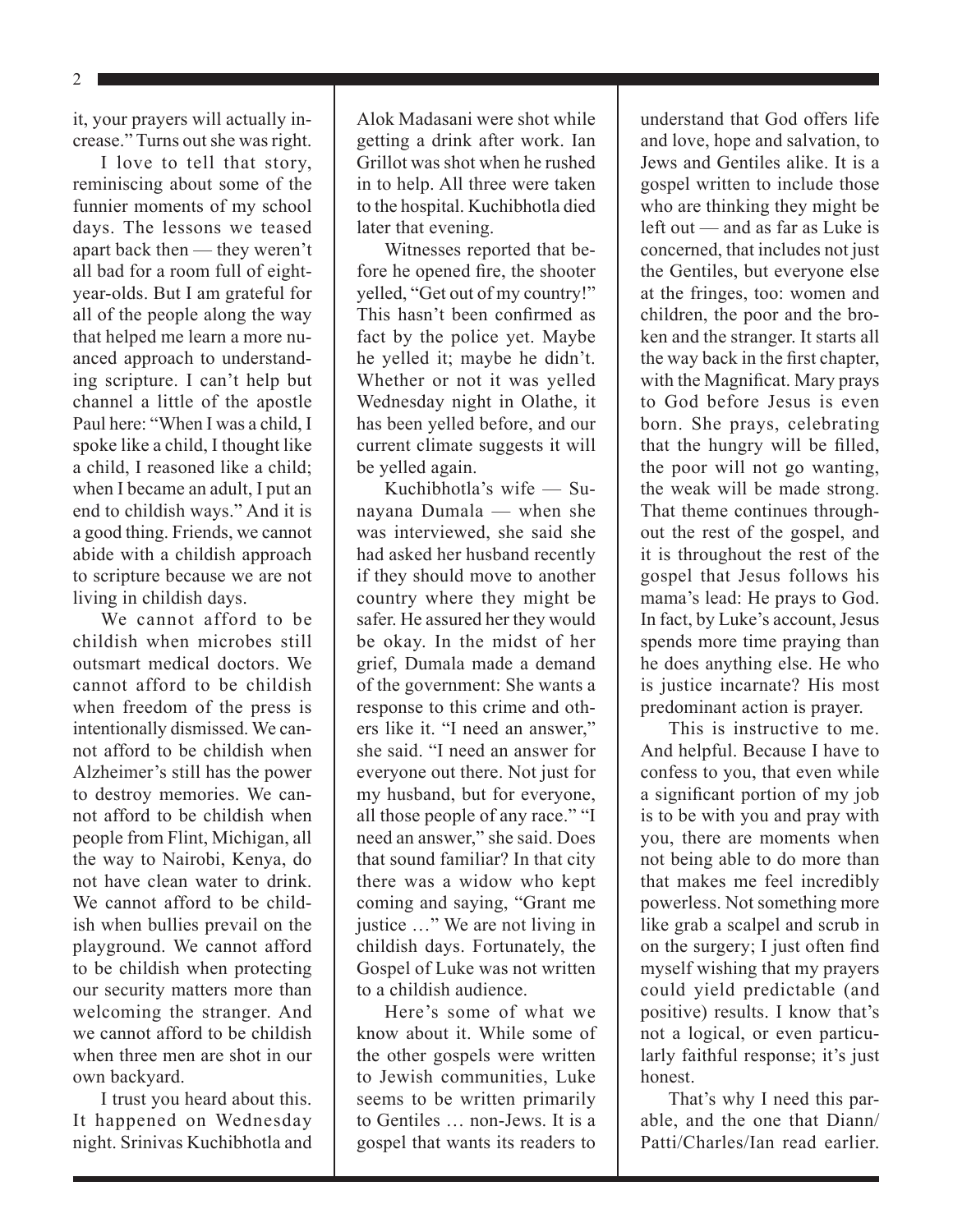it, your prayers will actually increase." Turns out she was right.

I love to tell that story, reminiscing about some of the funnier moments of my school days. The lessons we teased apart back then — they weren't all bad for a room full of eight-year-olds. But I am grateful for all of the people along the way that helped me learn a more nuanced approach to understanding scripture. I can't help but channel a little of the apostle Paul here: "When I was a child, I spoke like a child, I thought like a child, I reasoned like a child; when I became an adult, I put an end to childish ways." And it is a good thing. Friends, we cannot abide with a childish approach to scripture because we are not living in childish days.

We cannot afford to be childish when microbes still outsmart medical doctors. We cannot afford to be childish when freedom of the press is intentionally dismissed. We cannot afford to be childish when Alzheimer's still has the power to destroy memories. We cannot afford to be childish when people from Flint, Michigan, all the way to Nairobi, Kenya, do not have clean water to drink. We cannot afford to be childish when bullies prevail on the playground. We cannot afford to be childish when protecting our security matters more than welcoming the stranger. And we cannot afford to be childish when three men are shot in our own backyard.

I trust you heard about this. It happened on Wednesday night. Srinivas Kuchibhotla and Alok Madasani were shot while getting a drink after work. Ian Grillot was shot when he rushed in to help. All three were taken to the hospital. Kuchibhotla died later that evening.

Witnesses reported that before he opened fire, the shooter yelled, "Get out of my country!" This hasn't been confirmed as fact by the police yet. Maybe he yelled it; maybe he didn't. Whether or not it was yelled Wednesday night in Olathe, it has been yelled before, and our current climate suggests it will be yelled again.

Kuchibhotla's wife — Sunayana Dumala — when she was interviewed, she said she had asked her husband recently if they should move to another country where they might be safer. He assured her they would be okay. In the midst of her grief, Dumala made a demand of the government: She wants a response to this crime and others like it. "I need an answer," she said. "I need an answer for everyone out there. Not just for my husband, but for everyone, all those people of any race." "I need an answer," she said. Does that sound familiar? In that city there was a widow who kept coming and saying, "Grant me justice …" We are not living in childish days. Fortunately, the Gospel of Luke was not written to a childish audience.

Here's some of what we know about it. While some of the other gospels were written to Jewish communities, Luke seems to be written primarily to Gentiles … non-Jews. It is a gospel that wants its readers to understand that God offers life and love, hope and salvation, to Jews and Gentiles alike. It is a gospel written to include those who are thinking they might be left out — and as far as Luke is concerned, that includes not just the Gentiles, but everyone else at the fringes, too: women and children, the poor and the broken and the stranger. It starts all the way back in the first chapter, with the Magnificat. Mary prays to God before Jesus is even born. She prays, celebrating that the hungry will be filled, the poor will not go wanting, the weak will be made strong. That theme continues throughout the rest of the gospel, and it is throughout the rest of the gospel that Jesus follows his mama's lead: He prays to God. In fact, by Luke's account, Jesus spends more time praying than he does anything else. He who is justice incarnate? His most predominant action is prayer.

This is instructive to me. And helpful. Because I have to confess to you, that even while a significant portion of my job is to be with you and pray with you, there are moments when not being able to do more than that makes me feel incredibly powerless. Not something more like grab a scalpel and scrub in on the surgery; I just often find myself wishing that my prayers could yield predictable (and positive) results. I know that's not a logical, or even particularly faithful response; it's just honest.

That's why I need this parable, and the one that Diann/Patti/Charles/Ian read earlier.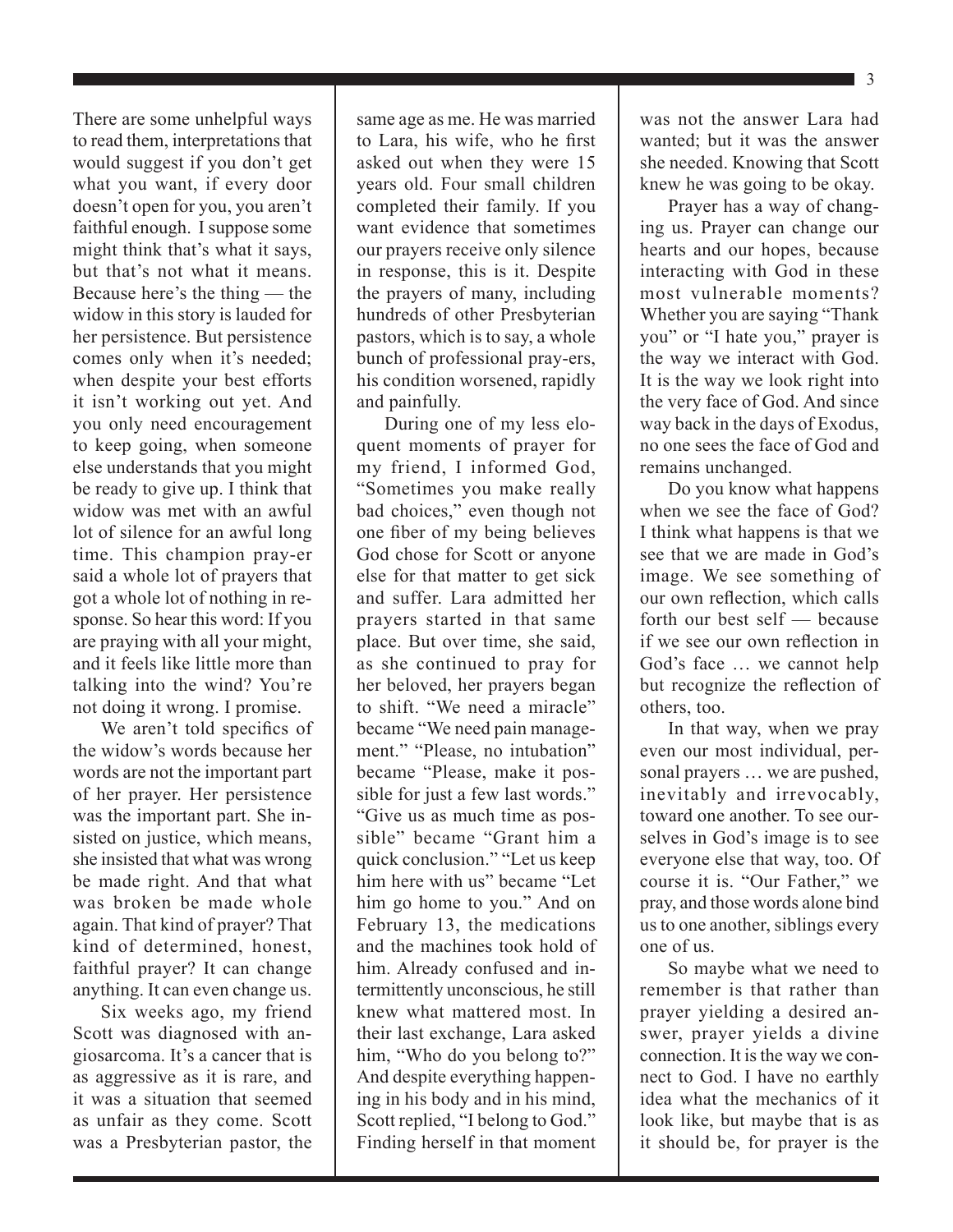There are some unhelpful ways to read them, interpretations that would suggest if you don't get what you want, if every door doesn't open for you, you aren't faithful enough. I suppose some might think that's what it says, but that's not what it means. Because here's the thing — the widow in this story is lauded for her persistence. But persistence comes only when it's needed; when despite your best efforts it isn't working out yet. And you only need encouragement to keep going, when someone else understands that you might be ready to give up. I think that widow was met with an awful lot of silence for an awful long time. This champion pray-er said a whole lot of prayers that got a whole lot of nothing in response. So hear this word: If you are praying with all your might, and it feels like little more than talking into the wind? You're not doing it wrong. I promise.

We aren't told specifics of the widow's words because her words are not the important part of her prayer. Her persistence was the important part. She insisted on justice, which means, she insisted that what was wrong be made right. And that what was broken be made whole again. That kind of prayer? That kind of determined, honest, faithful prayer? It can change anything. It can even change us.

Six weeks ago, my friend Scott was diagnosed with angiosarcoma. It's a cancer that is as aggressive as it is rare, and it was a situation that seemed as unfair as they come. Scott was a Presbyterian pastor, the same age as me. He was married to Lara, his wife, who he first asked out when they were 15 years old. Four small children completed their family. If you want evidence that sometimes our prayers receive only silence in response, this is it. Despite the prayers of many, including hundreds of other Presbyterian pastors, which is to say, a whole bunch of professional pray-ers, his condition worsened, rapidly and painfully.

During one of my less eloquent moments of prayer for my friend, I informed God, "Sometimes you make really bad choices," even though not one fiber of my being believes God chose for Scott or anyone else for that matter to get sick and suffer. Lara admitted her prayers started in that same place. But over time, she said, as she continued to pray for her beloved, her prayers began to shift. "We need a miracle" became "We need pain management." "Please, no intubation" became "Please, make it possible for just a few last words." "Give us as much time as possible" became "Grant him a quick conclusion." "Let us keep him here with us" became "Let him go home to you." And on February 13, the medications and the machines took hold of him. Already confused and intermittently unconscious, he still knew what mattered most. In their last exchange, Lara asked him, "Who do you belong to?" And despite everything happening in his body and in his mind, Scott replied, "I belong to God." Finding herself in that moment was not the answer Lara had wanted; but it was the answer she needed. Knowing that Scott knew he was going to be okay.

Prayer has a way of changing us. Prayer can change our hearts and our hopes, because interacting with God in these most vulnerable moments? Whether you are saying "Thank you" or "I hate you," prayer is the way we interact with God. It is the way we look right into the very face of God. And since way back in the days of Exodus, no one sees the face of God and remains unchanged.

Do you know what happens when we see the face of God? I think what happens is that we see that we are made in God's image. We see something of our own reflection, which calls forth our best self — because if we see our own reflection in God's face … we cannot help but recognize the reflection of others, too.

In that way, when we pray even our most individual, personal prayers … we are pushed, inevitably and irrevocably, toward one another. To see ourselves in God's image is to see everyone else that way, too. Of course it is. "Our Father," we pray, and those words alone bind us to one another, siblings every one of us.

So maybe what we need to remember is that rather than prayer yielding a desired answer, prayer yields a divine connection. It is the way we connect to God. I have no earthly idea what the mechanics of it look like, but maybe that is as it should be, for prayer is the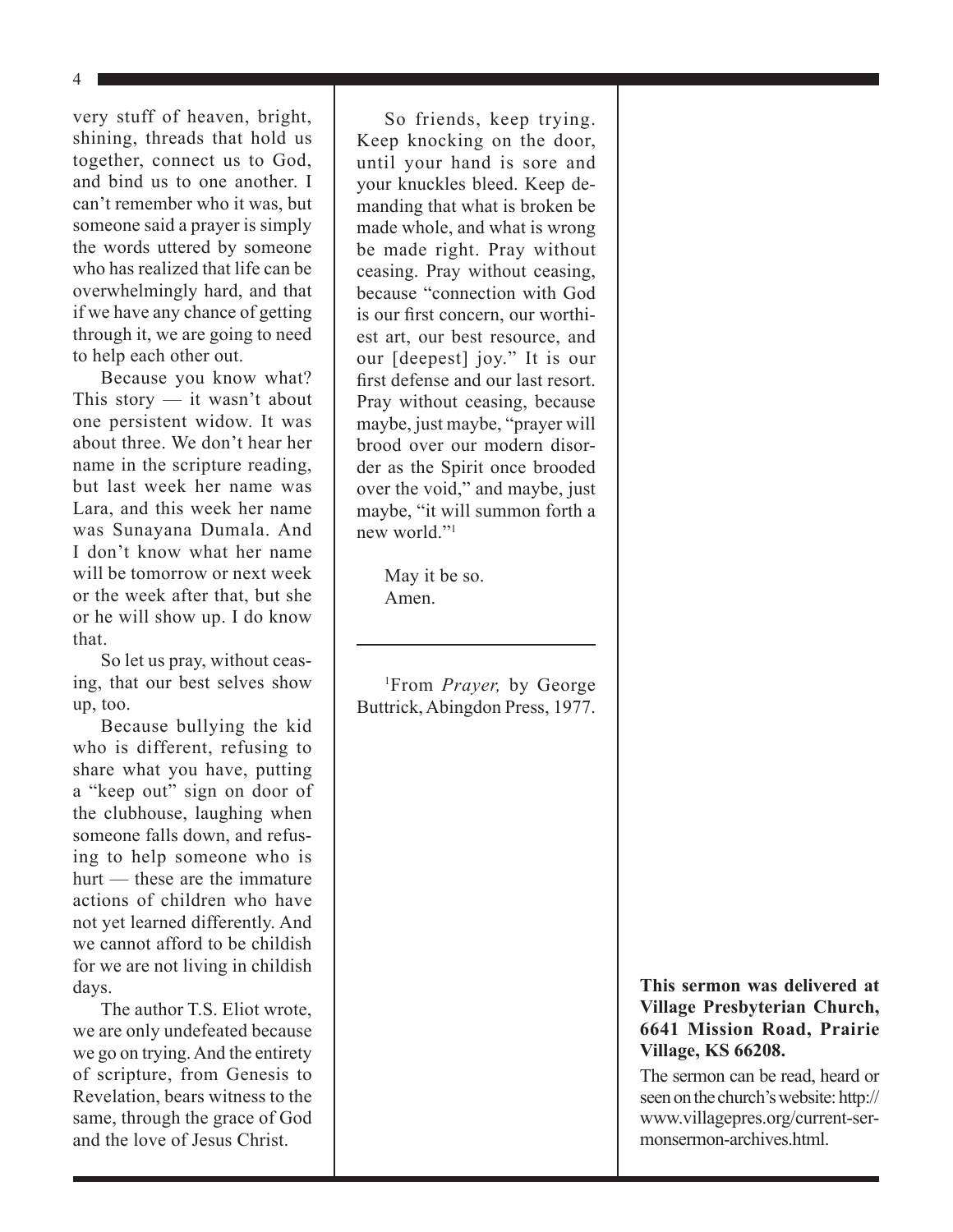very stuff of heaven, bright, shining, threads that hold us together, connect us to God, and bind us to one another. I can't remember who it was, but someone said a prayer is simply the words uttered by someone who has realized that life can be overwhelmingly hard, and that if we have any chance of getting through it, we are going to need to help each other out.

Because you know what? This story — it wasn't about one persistent widow. It was about three. We don't hear her name in the scripture reading, but last week her name was Lara, and this week her name was Sunayana Dumala. And I don't know what her name will be tomorrow or next week or the week after that, but she or he will show up. I do know that.

So let us pray, without ceasing, that our best selves show up, too.

Because bullying the kid who is different, refusing to share what you have, putting a "keep out" sign on door of the clubhouse, laughing when someone falls down, and refusing to help someone who is hurt — these are the immature actions of children who have not yet learned differently. And we cannot afford to be childish for we are not living in childish days.

The author T.S. Eliot wrote, we are only undefeated because we go on trying. And the entirety of scripture, from Genesis to Revelation, bears witness to the same, through the grace of God and the love of Jesus Christ.

So friends, keep trying. Keep knocking on the door, until your hand is sore and your knuckles bleed. Keep demanding that what is broken be made whole, and what is wrong be made right. Pray without ceasing. Pray without ceasing, because "connection with God is our first concern, our worthiest art, our best resource, and our [deepest] joy." It is our first defense and our last resort. Pray without ceasing, because maybe, just maybe, "prayer will brood over our modern disorder as the Spirit once brooded over the void," and maybe, just maybe, "it will summon forth a new world."[1]

May it be so.
Amen.

---

[1]From *Prayer,* by George Buttrick, Abingdon Press, 1977.

**This sermon was delivered at Village Presbyterian Church, 6641 Mission Road, Prairie Village, KS 66208.**

The sermon can be read, heard or seen on the church's website: http://www.villagepres.org/current-sermonsermon-archives.html.